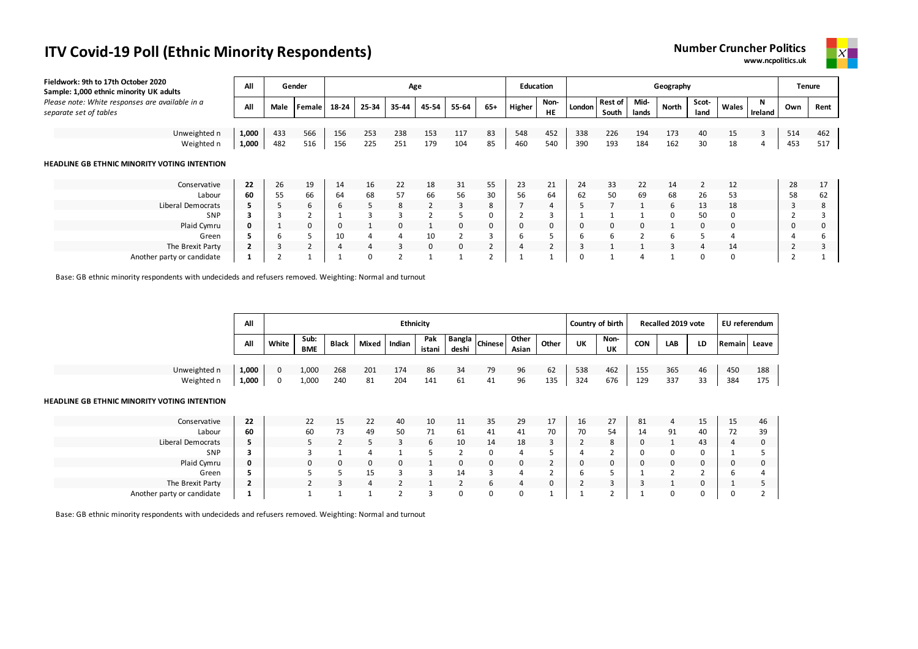# ITV Covid-19 Poll (Ethnic Minority Respondents)

**Number Cruncher Politics**
www.ncpolitics.uk

**Fieldwork: 9th to 17th October 2020**
**Sample: 1,000 ethnic minority UK adults**
*Please note: White responses are available in a separate set of tables*

| | All | Gender | | Age | | | | | | Education | | Geography | | | | | | | Tenure | |
|---|---|---|---|---|---|---|---|---|---|---|---|---|---|---|---|---|---|---|---|---|
| | All | Male | Female | 18-24 | 25-34 | 35-44 | 45-54 | 55-64 | 65+ | Higher | Non-HE | London | Rest of South | Mid-lands | North | Scot-land | Wales | N Ireland | Own | Rent |
| Unweighted n | 1,000 | 433 | 566 | 156 | 253 | 238 | 153 | 117 | 83 | 548 | 452 | 338 | 226 | 194 | 173 | 40 | 15 | 3 | 514 | 462 |
| Weighted n | 1,000 | 482 | 516 | 156 | 225 | 251 | 179 | 104 | 85 | 460 | 540 | 390 | 193 | 184 | 162 | 30 | 18 | 4 | 453 | 517 |
| **HEADLINE GB ETHNIC MINORITY VOTING INTENTION** | | | | | | | | | | | | | | | | | | | | |
| Conservative | 22 | 26 | 19 | 14 | 16 | 22 | 18 | 31 | 55 | 23 | 21 | 24 | 33 | 22 | 14 | 2 | 12 | | 28 | 17 |
| Labour | 60 | 55 | 66 | 64 | 68 | 57 | 66 | 56 | 30 | 56 | 64 | 62 | 50 | 69 | 68 | 26 | 53 | | 58 | 62 |
| Liberal Democrats | 5 | 5 | 6 | 6 | 5 | 8 | 2 | 3 | 8 | 7 | 4 | 5 | 7 | 1 | 6 | 13 | 18 | | 3 | 8 |
| SNP | 3 | 3 | 2 | 1 | 3 | 3 | 2 | 5 | 0 | 2 | 3 | 1 | 1 | 1 | 0 | 50 | 0 | | 2 | 3 |
| Plaid Cymru | 0 | 1 | 0 | 0 | 1 | 0 | 1 | 0 | 0 | 0 | 0 | 0 | 0 | 0 | 1 | 0 | 0 | | 0 | 0 |
| Green | 5 | 6 | 5 | 10 | 4 | 4 | 10 | 2 | 3 | 6 | 5 | 6 | 6 | 2 | 6 | 5 | 4 | | 4 | 6 |
| The Brexit Party | 2 | 3 | 2 | 4 | 4 | 3 | 0 | 0 | 2 | 4 | 2 | 3 | 1 | 1 | 3 | 4 | 14 | | 2 | 3 |
| Another party or candidate | 1 | 2 | 1 | 1 | 0 | 2 | 1 | 1 | 2 | 1 | 1 | 0 | 1 | 4 | 1 | 0 | 0 | | 2 | 1 |

Base: GB ethnic minority respondents with undecideds and refusers removed. Weighting: Normal and turnout

| | All | Ethnicity | | | | | | | | | | Country of birth | | Recalled 2019 vote | | | EU referendum | |
|---|---|---|---|---|---|---|---|---|---|---|---|---|---|---|---|---|---|---|
| | All | White | Sub: BME | Black | Mixed | Indian | Pakistani | Bangladeshi | Chinese | Other Asian | Other | UK | Non-UK | CON | LAB | LD | Remain | Leave |
| Unweighted n | 1,000 | 0 | 1,000 | 268 | 201 | 174 | 86 | 34 | 79 | 96 | 62 | 538 | 462 | 155 | 365 | 46 | 450 | 188 |
| Weighted n | 1,000 | 0 | 1,000 | 240 | 81 | 204 | 141 | 61 | 41 | 96 | 135 | 324 | 676 | 129 | 337 | 33 | 384 | 175 |
| **HEADLINE GB ETHNIC MINORITY VOTING INTENTION** | | | | | | | | | | | | | | | | | | |
| Conservative | 22 | | 22 | 15 | 22 | 40 | 10 | 11 | 35 | 29 | 17 | 16 | 27 | 81 | 4 | 15 | 15 | 46 |
| Labour | 60 | | 60 | 73 | 49 | 50 | 71 | 61 | 41 | 41 | 70 | 70 | 54 | 14 | 91 | 40 | 72 | 39 |
| Liberal Democrats | 5 | | 5 | 2 | 5 | 3 | 6 | 10 | 14 | 18 | 3 | 2 | 8 | 0 | 1 | 43 | 4 | 0 |
| SNP | 3 | | 3 | 1 | 4 | 1 | 5 | 2 | 0 | 4 | 5 | 4 | 2 | 0 | 0 | 0 | 1 | 5 |
| Plaid Cymru | 0 | | 0 | 0 | 0 | 0 | 1 | 0 | 0 | 0 | 2 | 0 | 0 | 0 | 0 | 0 | 0 | 0 |
| Green | 5 | | 5 | 5 | 15 | 3 | 3 | 14 | 3 | 4 | 2 | 6 | 5 | 1 | 2 | 2 | 6 | 4 |
| The Brexit Party | 2 | | 2 | 3 | 4 | 2 | 1 | 2 | 6 | 4 | 0 | 2 | 3 | 3 | 1 | 0 | 1 | 5 |
| Another party or candidate | 1 | | 1 | 1 | 1 | 2 | 3 | 0 | 0 | 0 | 1 | 1 | 2 | 1 | 0 | 0 | 0 | 2 |

Base: GB ethnic minority respondents with undecideds and refusers removed. Weighting: Normal and turnout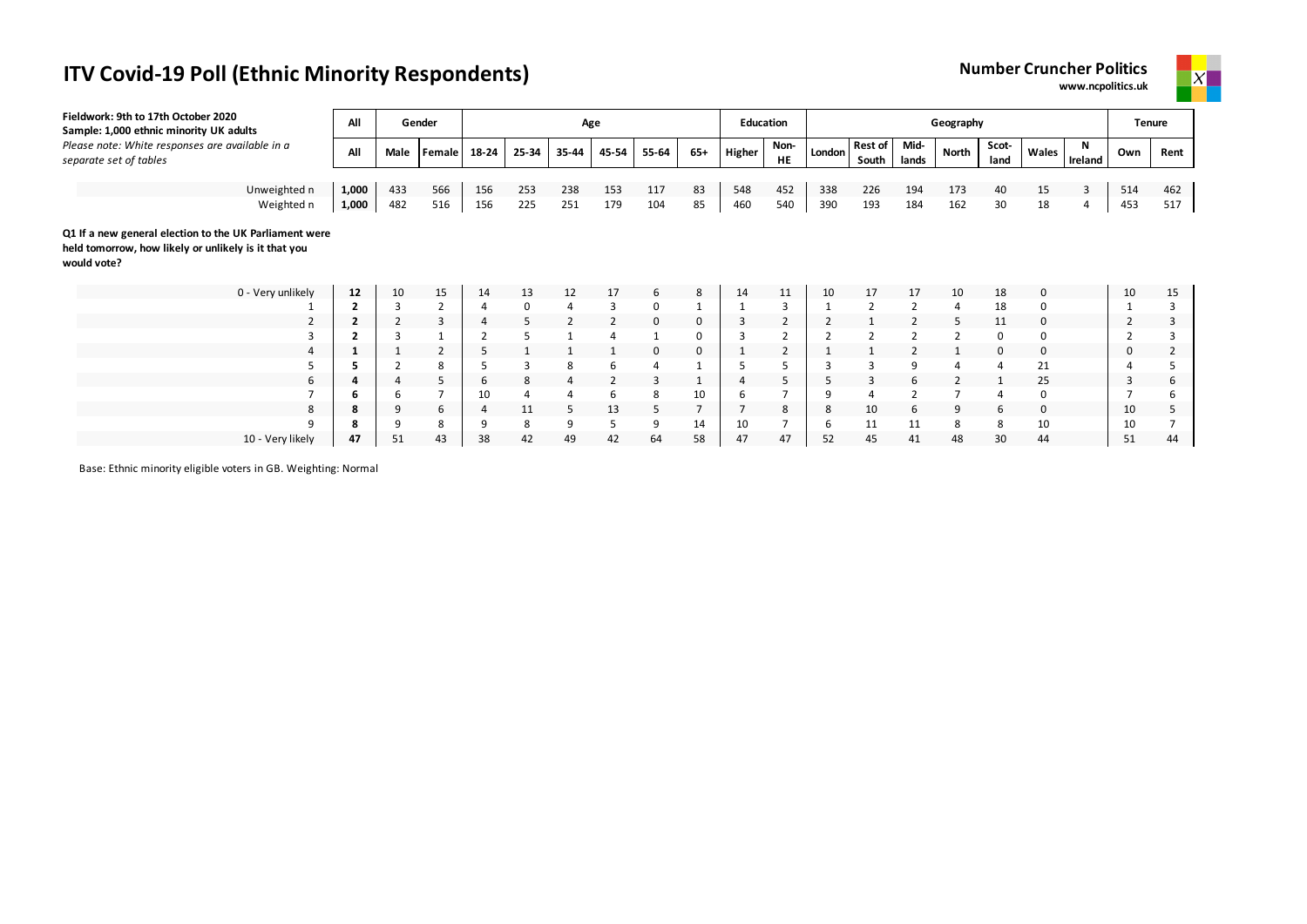# ITV Covid-19 Poll (Ethnic Minority Respondents)

**Number Cruncher Politics**
**www.ncpolitics.uk**

**Fieldwork: 9th to 17th October 2020**
**Sample: 1,000 ethnic minority UK adults**
*Please note: White responses are available in a separate set of tables*

| | All | Gender | | Age | | | | | | Education | | Geography | | | | | | | Tenure | |
|---|---|---|---|---|---|---|---|---|---|---|---|---|---|---|---|---|---|---|---|---|
| | All | Male | Female | 18-24 | 25-34 | 35-44 | 45-54 | 55-64 | 65+ | Higher | Non-HE | London | Rest of South | Mid-lands | North | Scot-land | Wales | N Ireland | Own | Rent |
| Unweighted n | **1,000** | 433 | 566 | 156 | 253 | 238 | 153 | 117 | 83 | 548 | 452 | 338 | 226 | 194 | 173 | 40 | 15 | 3 | 514 | 462 |
| Weighted n | **1,000** | 482 | 516 | 156 | 225 | 251 | 179 | 104 | 85 | 460 | 540 | 390 | 193 | 184 | 162 | 30 | 18 | 4 | 453 | 517 |

**Q1 If a new general election to the UK Parliament were held tomorrow, how likely or unlikely is it that you would vote?**

| | All | Male | Female | 18-24 | 25-34 | 35-44 | 45-54 | 55-64 | 65+ | Higher | Non-HE | London | Rest of South | Mid-lands | North | Scot-land | Wales | N Ireland | Own | Rent |
|---|---|---|---|---|---|---|---|---|---|---|---|---|---|---|---|---|---|---|---|---|
| 0 - Very unlikely | **12** | 10 | 15 | 14 | 13 | 12 | 17 | 6 | 8 | 14 | 11 | 10 | 17 | 17 | 10 | 18 | 0 | | 10 | 15 |
| 1 | **2** | 3 | 2 | 4 | 0 | 4 | 3 | 0 | 1 | 1 | 3 | 1 | 2 | 2 | 4 | 18 | 0 | | 1 | 3 |
| 2 | **2** | 2 | 3 | 4 | 5 | 2 | 2 | 0 | 0 | 3 | 2 | 2 | 1 | 2 | 5 | 11 | 0 | | 2 | 3 |
| 3 | **2** | 3 | 1 | 2 | 5 | 1 | 4 | 1 | 0 | 3 | 2 | 2 | 2 | 2 | 2 | 0 | 0 | | 2 | 3 |
| 4 | **1** | 1 | 2 | 5 | 1 | 1 | 1 | 0 | 0 | 1 | 2 | 1 | 1 | 2 | 1 | 0 | 0 | | 0 | 2 |
| 5 | **5** | 2 | 8 | 5 | 3 | 8 | 6 | 4 | 1 | 5 | 5 | 3 | 3 | 9 | 4 | 4 | 21 | | 4 | 5 |
| 6 | **4** | 4 | 5 | 6 | 8 | 4 | 2 | 3 | 1 | 4 | 5 | 5 | 3 | 6 | 2 | 1 | 25 | | 3 | 6 |
| 7 | **6** | 6 | 7 | 10 | 4 | 4 | 6 | 8 | 10 | 6 | 7 | 9 | 4 | 2 | 7 | 4 | 0 | | 7 | 6 |
| 8 | **8** | 9 | 6 | 4 | 11 | 5 | 13 | 5 | 7 | 7 | 8 | 8 | 10 | 6 | 9 | 6 | 0 | | 10 | 5 |
| 9 | **8** | 9 | 8 | 9 | 8 | 9 | 5 | 9 | 14 | 10 | 7 | 6 | 11 | 11 | 8 | 8 | 10 | | 10 | 7 |
| 10 - Very likely | **47** | 51 | 43 | 38 | 42 | 49 | 42 | 64 | 58 | 47 | 47 | 52 | 45 | 41 | 48 | 30 | 44 | | 51 | 44 |

Base: Ethnic minority eligible voters in GB. Weighting: Normal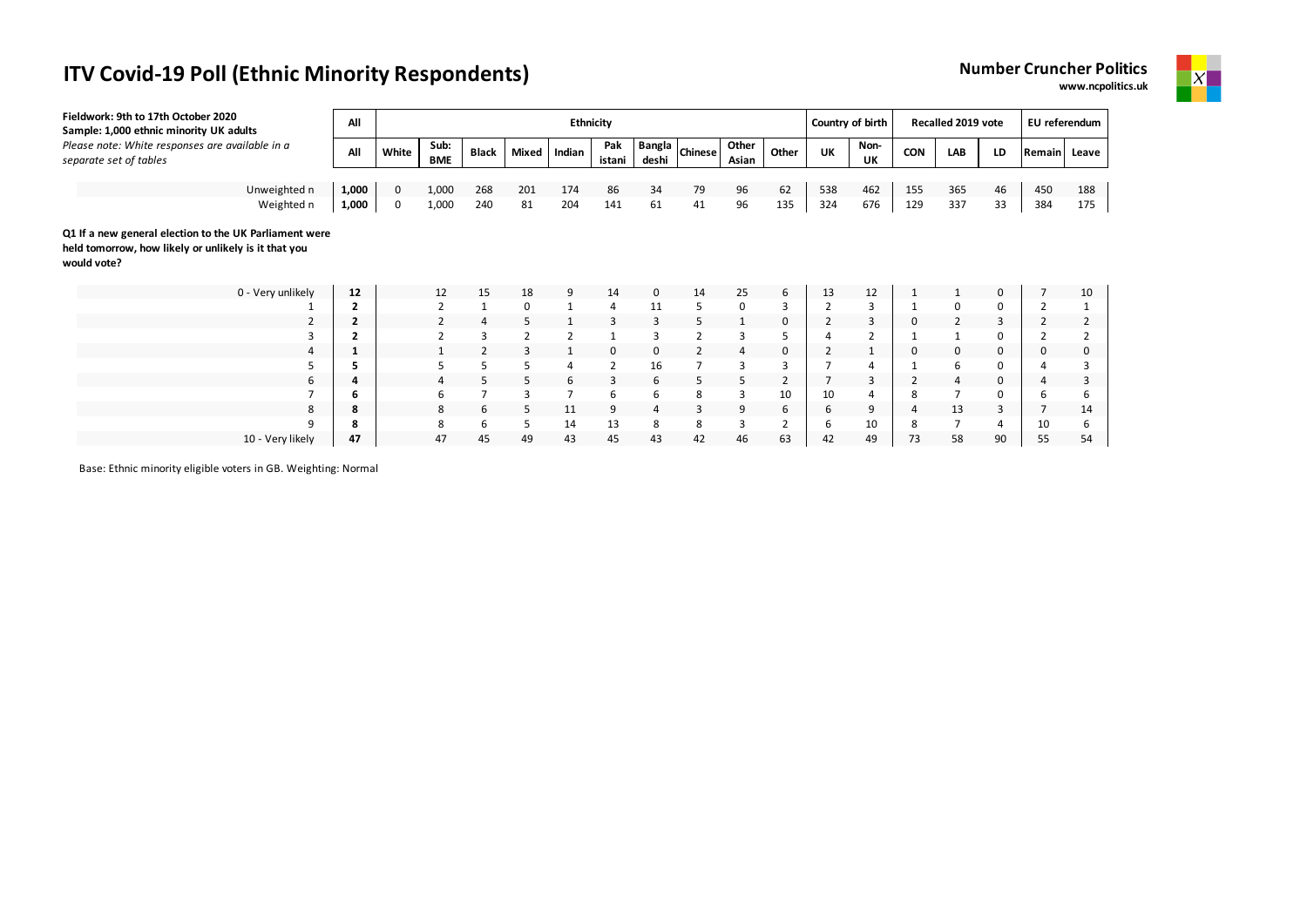# ITV Covid-19 Poll (Ethnic Minority Respondents)

**Number Cruncher Politics**
**www.ncpolitics.uk**

**Fieldwork: 9th to 17th October 2020**
**Sample: 1,000 ethnic minority UK adults**
*Please note: White responses are available in a separate set of tables*

**Q1 If a new general election to the UK Parliament were held tomorrow, how likely or unlikely is it that you would vote?**

| | All | Ethnicity | | | | | | | | | | Country of birth | | Recalled 2019 vote | | | EU referendum | |
|---|---|---|---|---|---|---|---|---|---|---|---|---|---|---|---|---|---|---|
| | All | White | Sub: BME | Black | Mixed | Indian | Pak istani | Bangla deshi | Chinese | Other Asian | Other | UK | Non-UK | CON | LAB | LD | Remain | Leave |
| Unweighted n | **1,000** | 0 | 1,000 | 268 | 201 | 174 | 86 | 34 | 79 | 96 | 62 | 538 | 462 | 155 | 365 | 46 | 450 | 188 |
| Weighted n | **1,000** | 0 | 1,000 | 240 | 81 | 204 | 141 | 61 | 41 | 96 | 135 | 324 | 676 | 129 | 337 | 33 | 384 | 175 |
| 0 - Very unlikely | **12** | | 12 | 15 | 18 | 9 | 14 | 0 | 14 | 25 | 6 | 13 | 12 | 1 | 1 | 0 | 7 | 10 |
| 1 | **2** | | 2 | 1 | 0 | 1 | 4 | 11 | 5 | 0 | 3 | 2 | 3 | 1 | 0 | 0 | 2 | 1 |
| 2 | **2** | | 2 | 4 | 5 | 1 | 3 | 3 | 5 | 1 | 0 | 2 | 3 | 0 | 2 | 3 | 2 | 2 |
| 3 | **2** | | 2 | 3 | 2 | 2 | 1 | 3 | 2 | 3 | 5 | 4 | 2 | 1 | 1 | 0 | 2 | 2 |
| 4 | **1** | | 1 | 2 | 3 | 1 | 0 | 0 | 2 | 4 | 0 | 2 | 1 | 0 | 0 | 0 | 0 | 0 |
| 5 | **5** | | 5 | 5 | 5 | 4 | 2 | 16 | 7 | 3 | 3 | 7 | 4 | 1 | 6 | 0 | 4 | 3 |
| 6 | **4** | | 4 | 5 | 5 | 6 | 3 | 6 | 5 | 5 | 2 | 7 | 3 | 2 | 4 | 0 | 4 | 3 |
| 7 | **6** | | 6 | 7 | 3 | 7 | 6 | 6 | 8 | 3 | 10 | 10 | 4 | 8 | 7 | 0 | 6 | 6 |
| 8 | **8** | | 8 | 6 | 5 | 11 | 9 | 4 | 3 | 9 | 6 | 6 | 9 | 4 | 13 | 3 | 7 | 14 |
| 9 | **8** | | 8 | 6 | 5 | 14 | 13 | 8 | 8 | 3 | 2 | 6 | 10 | 8 | 7 | 4 | 10 | 6 |
| 10 - Very likely | **47** | | 47 | 45 | 49 | 43 | 45 | 43 | 42 | 46 | 63 | 42 | 49 | 73 | 58 | 90 | 55 | 54 |

Base: Ethnic minority eligible voters in GB. Weighting: Normal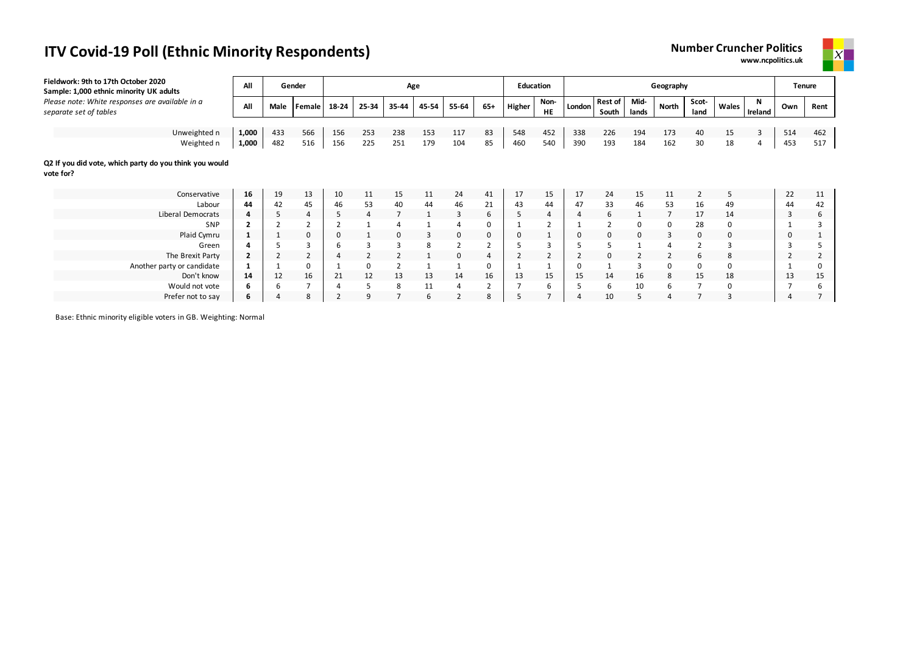# ITV Covid-19 Poll (Ethnic Minority Respondents)

**Number Cruncher Politics**
**www.ncpolitics.uk**

**Fieldwork: 9th to 17th October 2020**
**Sample: 1,000 ethnic minority UK adults**
*Please note: White responses are available in a separate set of tables*

| | All | Gender | | Age | | | | | | Education | | Geography | | | | | | | Tenure | |
|---|---|---|---|---|---|---|---|---|---|---|---|---|---|---|---|---|---|---|---|---|
| | All | Male | Female | 18-24 | 25-34 | 35-44 | 45-54 | 55-64 | 65+ | Higher | Non-HE | London | Rest of South | Mid-lands | North | Scot-land | Wales | N Ireland | Own | Rent |
| Unweighted n | **1,000** | 433 | 566 | 156 | 253 | 238 | 153 | 117 | 83 | 548 | 452 | 338 | 226 | 194 | 173 | 40 | 15 | 3 | 514 | 462 |
| Weighted n | **1,000** | 482 | 516 | 156 | 225 | 251 | 179 | 104 | 85 | 460 | 540 | 390 | 193 | 184 | 162 | 30 | 18 | 4 | 453 | 517 |
| **Q2 If you did vote, which party do you think you would vote for?** | | | | | | | | | | | | | | | | | | | | |
| Conservative | **16** | 19 | 13 | 10 | 11 | 15 | 11 | 24 | 41 | 17 | 15 | 17 | 24 | 15 | 11 | 2 | 5 | | 22 | 11 |
| Labour | **44** | 42 | 45 | 46 | 53 | 40 | 44 | 46 | 21 | 43 | 44 | 47 | 33 | 46 | 53 | 16 | 49 | | 44 | 42 |
| Liberal Democrats | **4** | 5 | 4 | 5 | 4 | 7 | 1 | 3 | 6 | 5 | 4 | 4 | 6 | 1 | 7 | 17 | 14 | | 3 | 6 |
| SNP | **2** | 2 | 2 | 2 | 1 | 4 | 1 | 4 | 0 | 1 | 2 | 1 | 2 | 0 | 0 | 28 | 0 | | 1 | 3 |
| Plaid Cymru | **1** | 1 | 0 | 0 | 1 | 0 | 3 | 0 | 0 | 0 | 1 | 0 | 0 | 0 | 3 | 0 | 0 | | 0 | 1 |
| Green | **4** | 5 | 3 | 6 | 3 | 3 | 8 | 2 | 2 | 5 | 3 | 5 | 5 | 1 | 4 | 2 | 3 | | 3 | 5 |
| The Brexit Party | **2** | 2 | 2 | 4 | 2 | 2 | 1 | 0 | 4 | 2 | 2 | 2 | 0 | 2 | 2 | 6 | 8 | | 2 | 2 |
| Another party or candidate | **1** | 1 | 0 | 1 | 0 | 2 | 1 | 1 | 0 | 1 | 1 | 0 | 1 | 3 | 0 | 0 | 0 | | 1 | 0 |
| Don't know | **14** | 12 | 16 | 21 | 12 | 13 | 13 | 14 | 16 | 13 | 15 | 15 | 14 | 16 | 8 | 15 | 18 | | 13 | 15 |
| Would not vote | **6** | 6 | 7 | 4 | 5 | 8 | 11 | 4 | 2 | 7 | 6 | 5 | 6 | 10 | 6 | 7 | 0 | | 7 | 6 |
| Prefer not to say | **6** | 4 | 8 | 2 | 9 | 7 | 6 | 2 | 8 | 5 | 7 | 4 | 10 | 5 | 4 | 7 | 3 | | 4 | 7 |

Base: Ethnic minority eligible voters in GB. Weighting: Normal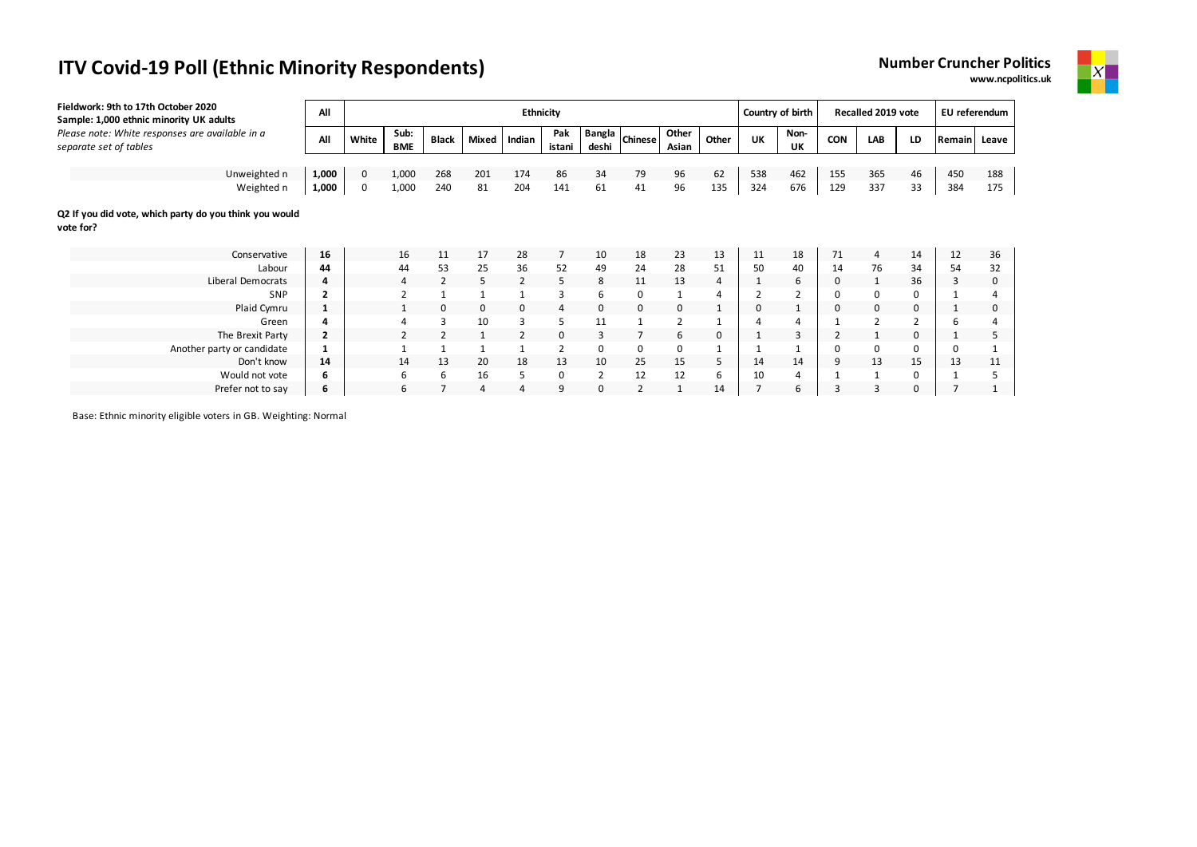# ITV Covid-19 Poll (Ethnic Minority Respondents)

**Number Cruncher Politics**
**www.ncpolitics.uk**

**Fieldwork: 9th to 17th October 2020**
**Sample: 1,000 ethnic minority UK adults**
*Please note: White responses are available in a separate set of tables*

| | All | Ethnicity | | | | | | | | | | Country of birth | | Recalled 2019 vote | | | EU referendum | |
|---|---|---|---|---|---|---|---|---|---|---|---|---|---|---|---|---|---|---|
| | All | White | Sub: BME | Black | Mixed | Indian | Pakistani | Bangladeshi | Chinese | Other Asian | Other | UK | Non-UK | CON | LAB | LD | Remain | Leave |
| Unweighted n | **1,000** | 0 | 1,000 | 268 | 201 | 174 | 86 | 34 | 79 | 96 | 62 | 538 | 462 | 155 | 365 | 46 | 450 | 188 |
| Weighted n | **1,000** | 0 | 1,000 | 240 | 81 | 204 | 141 | 61 | 41 | 96 | 135 | 324 | 676 | 129 | 337 | 33 | 384 | 175 |

**Q2 If you did vote, which party do you think you would vote for?**

| | All | White | Sub: BME | Black | Mixed | Indian | Pakistani | Bangladeshi | Chinese | Other Asian | Other | UK | Non-UK | CON | LAB | LD | Remain | Leave |
|---|---|---|---|---|---|---|---|---|---|---|---|---|---|---|---|---|---|---|
| Conservative | **16** | | 16 | 11 | 17 | 28 | 7 | 10 | 18 | 23 | 13 | 11 | 18 | 71 | 4 | 14 | 12 | 36 |
| Labour | **44** | | 44 | 53 | 25 | 36 | 52 | 49 | 24 | 28 | 51 | 50 | 40 | 14 | 76 | 34 | 54 | 32 |
| Liberal Democrats | **4** | | 4 | 2 | 5 | 2 | 5 | 8 | 11 | 13 | 4 | 1 | 6 | 0 | 1 | 36 | 3 | 0 |
| SNP | **2** | | 2 | 1 | 1 | 1 | 3 | 6 | 0 | 1 | 4 | 2 | 2 | 0 | 0 | 0 | 1 | 4 |
| Plaid Cymru | **1** | | 1 | 0 | 0 | 0 | 4 | 0 | 0 | 0 | 1 | 0 | 1 | 0 | 0 | 0 | 1 | 0 |
| Green | **4** | | 4 | 3 | 10 | 3 | 5 | 11 | 1 | 2 | 1 | 4 | 4 | 1 | 2 | 2 | 6 | 4 |
| The Brexit Party | **2** | | 2 | 2 | 1 | 2 | 0 | 3 | 7 | 6 | 0 | 1 | 3 | 2 | 1 | 0 | 1 | 5 |
| Another party or candidate | **1** | | 1 | 1 | 1 | 1 | 2 | 0 | 0 | 0 | 1 | 1 | 1 | 0 | 0 | 0 | 0 | 1 |
| Don't know | **14** | | 14 | 13 | 20 | 18 | 13 | 10 | 25 | 15 | 5 | 14 | 14 | 9 | 13 | 15 | 13 | 11 |
| Would not vote | **6** | | 6 | 6 | 16 | 5 | 0 | 2 | 12 | 12 | 6 | 10 | 4 | 1 | 1 | 0 | 1 | 5 |
| Prefer not to say | **6** | | 6 | 7 | 4 | 4 | 9 | 0 | 2 | 1 | 14 | 7 | 6 | 3 | 3 | 0 | 7 | 1 |

Base: Ethnic minority eligible voters in GB. Weighting: Normal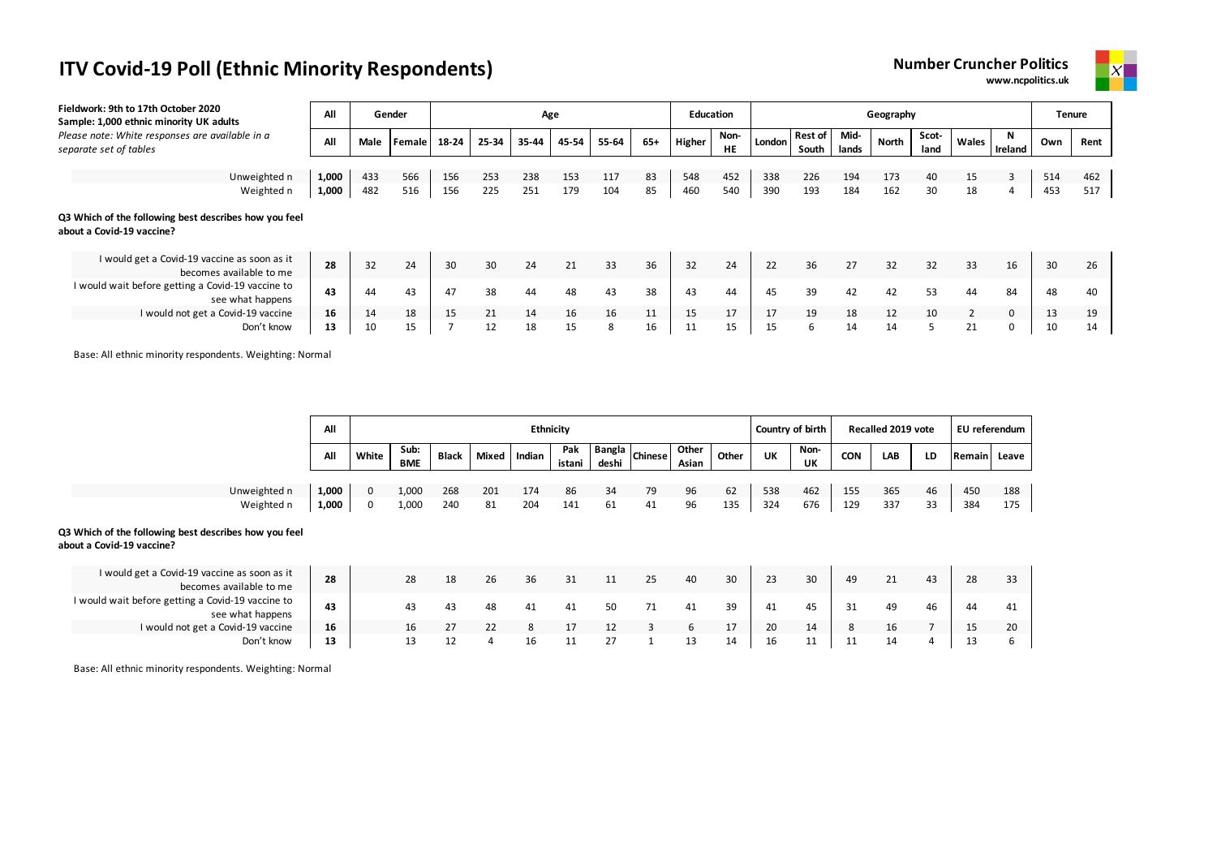# ITV Covid-19 Poll (Ethnic Minority Respondents)

**Number Cruncher Politics**
www.ncpolitics.uk

**Fieldwork: 9th to 17th October 2020**
**Sample: 1,000 ethnic minority UK adults**
*Please note: White responses are available in a separate set of tables*

| | All | Gender | | Age | | | | | | Education | | Geography | | | | | | | Tenure | |
|---|---|---|---|---|---|---|---|---|---|---|---|---|---|---|---|---|---|---|---|---|
| | All | Male | Female | 18-24 | 25-34 | 35-44 | 45-54 | 55-64 | 65+ | Higher | Non-HE | London | Rest of South | Mid-lands | North | Scot-land | Wales | N Ireland | Own | Rent |
| Unweighted n | 1,000 | 433 | 566 | 156 | 253 | 238 | 153 | 117 | 83 | 548 | 452 | 338 | 226 | 194 | 173 | 40 | 15 | 3 | 514 | 462 |
| Weighted n | 1,000 | 482 | 516 | 156 | 225 | 251 | 179 | 104 | 85 | 460 | 540 | 390 | 193 | 184 | 162 | 30 | 18 | 4 | 453 | 517 |

**Q3 Which of the following best describes how you feel about a Covid-19 vaccine?**

| | All | Male | Female | 18-24 | 25-34 | 35-44 | 45-54 | 55-64 | 65+ | Higher | Non-HE | London | Rest of South | Mid-lands | North | Scot-land | Wales | N Ireland | Own | Rent |
|---|---|---|---|---|---|---|---|---|---|---|---|---|---|---|---|---|---|---|---|---|
| I would get a Covid-19 vaccine as soon as it becomes available to me | 28 | 32 | 24 | 30 | 30 | 24 | 21 | 33 | 36 | 32 | 24 | 22 | 36 | 27 | 32 | 32 | 33 | 16 | 30 | 26 |
| I would wait before getting a Covid-19 vaccine to see what happens | 43 | 44 | 43 | 47 | 38 | 44 | 48 | 43 | 38 | 43 | 44 | 45 | 39 | 42 | 42 | 53 | 44 | 84 | 48 | 40 |
| I would not get a Covid-19 vaccine | 16 | 14 | 18 | 15 | 21 | 14 | 16 | 16 | 11 | 15 | 17 | 17 | 19 | 18 | 12 | 10 | 2 | 0 | 13 | 19 |
| Don't know | 13 | 10 | 15 | 7 | 12 | 18 | 15 | 8 | 16 | 11 | 15 | 15 | 6 | 14 | 14 | 5 | 21 | 0 | 10 | 14 |

Base: All ethnic minority respondents. Weighting: Normal

| | All | Ethnicity | | | | | | | | | | Country of birth | | Recalled 2019 vote | | | EU referendum | |
|---|---|---|---|---|---|---|---|---|---|---|---|---|---|---|---|---|---|---|
| | All | White | Sub: BME | Black | Mixed | Indian | Pakistani | Bangladeshi | Chinese | Other Asian | Other | UK | Non-UK | CON | LAB | LD | Remain | Leave |
| Unweighted n | 1,000 | 0 | 1,000 | 268 | 201 | 174 | 86 | 34 | 79 | 96 | 62 | 538 | 462 | 155 | 365 | 46 | 450 | 188 |
| Weighted n | 1,000 | 0 | 1,000 | 240 | 81 | 204 | 141 | 61 | 41 | 96 | 135 | 324 | 676 | 129 | 337 | 33 | 384 | 175 |

**Q3 Which of the following best describes how you feel about a Covid-19 vaccine?**

| | All | White | Sub: BME | Black | Mixed | Indian | Pakistani | Bangladeshi | Chinese | Other Asian | Other | UK | Non-UK | CON | LAB | LD | Remain | Leave |
|---|---|---|---|---|---|---|---|---|---|---|---|---|---|---|---|---|---|---|
| I would get a Covid-19 vaccine as soon as it becomes available to me | 28 | | 28 | 18 | 26 | 36 | 31 | 11 | 25 | 40 | 30 | 23 | 30 | 49 | 21 | 43 | 28 | 33 |
| I would wait before getting a Covid-19 vaccine to see what happens | 43 | | 43 | 43 | 48 | 41 | 41 | 50 | 71 | 41 | 39 | 41 | 45 | 31 | 49 | 46 | 44 | 41 |
| I would not get a Covid-19 vaccine | 16 | | 16 | 27 | 22 | 8 | 17 | 12 | 3 | 6 | 17 | 20 | 14 | 8 | 16 | 7 | 15 | 20 |
| Don't know | 13 | | 13 | 12 | 4 | 16 | 11 | 27 | 1 | 13 | 14 | 16 | 11 | 11 | 14 | 4 | 13 | 6 |

Base: All ethnic minority respondents. Weighting: Normal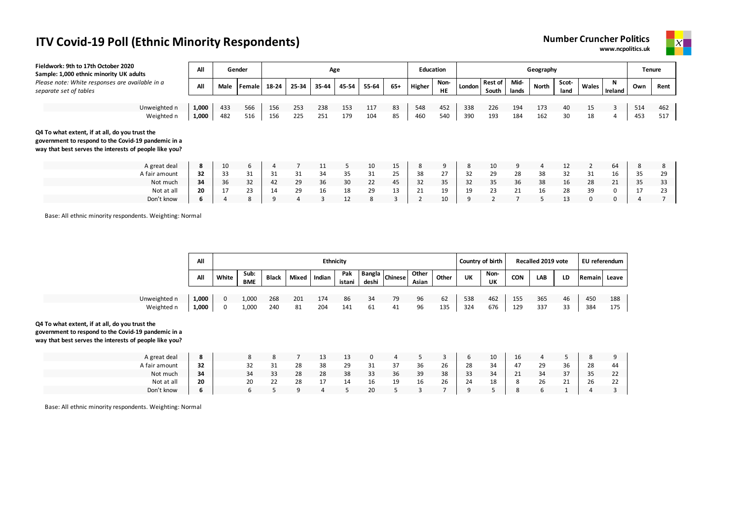# ITV Covid-19 Poll (Ethnic Minority Respondents)

**Number Cruncher Politics**
**www.ncpolitics.uk**

**Fieldwork: 9th to 17th October 2020**
**Sample: 1,000 ethnic minority UK adults**
*Please note: White responses are available in a separate set of tables*

| | All | Gender | | Age | | | | | | Education | | Geography | | | | | | | Tenure | |
|---|---|---|---|---|---|---|---|---|---|---|---|---|---|---|---|---|---|---|---|---|
| | All | Male | Female | 18-24 | 25-34 | 35-44 | 45-54 | 55-64 | 65+ | Higher | Non-HE | London | Rest of South | Mid-lands | North | Scot-land | Wales | N Ireland | Own | Rent |
| Unweighted n | 1,000 | 433 | 566 | 156 | 253 | 238 | 153 | 117 | 83 | 548 | 452 | 338 | 226 | 194 | 173 | 40 | 15 | 3 | 514 | 462 |
| Weighted n | 1,000 | 482 | 516 | 156 | 225 | 251 | 179 | 104 | 85 | 460 | 540 | 390 | 193 | 184 | 162 | 30 | 18 | 4 | 453 | 517 |
| **Q4 To what extent, if at all, do you trust the government to respond to the Covid-19 pandemic in a way that best serves the interests of people like you?** | | | | | | | | | | | | | | | | | | | | |
| A great deal | 8 | 10 | 6 | 4 | 7 | 11 | 5 | 10 | 15 | 8 | 9 | 8 | 10 | 9 | 4 | 12 | 2 | 64 | 8 | 8 |
| A fair amount | 32 | 33 | 31 | 31 | 31 | 34 | 35 | 31 | 25 | 38 | 27 | 32 | 29 | 28 | 38 | 32 | 31 | 16 | 35 | 29 |
| Not much | 34 | 36 | 32 | 42 | 29 | 36 | 30 | 22 | 45 | 32 | 35 | 32 | 35 | 36 | 38 | 16 | 28 | 21 | 35 | 33 |
| Not at all | 20 | 17 | 23 | 14 | 29 | 16 | 18 | 29 | 13 | 21 | 19 | 19 | 23 | 21 | 16 | 28 | 39 | 0 | 17 | 23 |
| Don't know | 6 | 4 | 8 | 9 | 4 | 3 | 12 | 8 | 3 | 2 | 10 | 9 | 2 | 7 | 5 | 13 | 0 | 0 | 4 | 7 |

Base: All ethnic minority respondents. Weighting: Normal

| | All | Ethnicity | | | | | | | | | | Country of birth | | Recalled 2019 vote | | | EU referendum | |
|---|---|---|---|---|---|---|---|---|---|---|---|---|---|---|---|---|---|---|
| | All | White | Sub: BME | Black | Mixed | Indian | Pakistani | Bangladeshi | Chinese | Other Asian | Other | UK | Non-UK | CON | LAB | LD | Remain | Leave |
| Unweighted n | 1,000 | 0 | 1,000 | 268 | 201 | 174 | 86 | 34 | 79 | 96 | 62 | 538 | 462 | 155 | 365 | 46 | 450 | 188 |
| Weighted n | 1,000 | 0 | 1,000 | 240 | 81 | 204 | 141 | 61 | 41 | 96 | 135 | 324 | 676 | 129 | 337 | 33 | 384 | 175 |
| **Q4 To what extent, if at all, do you trust the government to respond to the Covid-19 pandemic in a way that best serves the interests of people like you?** | | | | | | | | | | | | | | | | | | |
| A great deal | 8 | | 8 | 8 | 7 | 13 | 13 | 0 | 4 | 5 | 3 | 6 | 10 | 16 | 4 | 5 | 8 | 9 |
| A fair amount | 32 | | 32 | 31 | 28 | 38 | 29 | 31 | 37 | 36 | 26 | 28 | 34 | 47 | 29 | 36 | 28 | 44 |
| Not much | 34 | | 34 | 33 | 28 | 28 | 38 | 33 | 36 | 39 | 38 | 33 | 34 | 21 | 34 | 37 | 35 | 22 |
| Not at all | 20 | | 20 | 22 | 28 | 17 | 14 | 16 | 19 | 16 | 26 | 24 | 18 | 8 | 26 | 21 | 26 | 22 |
| Don't know | 6 | | 6 | 5 | 9 | 4 | 5 | 20 | 5 | 3 | 7 | 9 | 5 | 8 | 6 | 1 | 4 | 3 |

Base: All ethnic minority respondents. Weighting: Normal